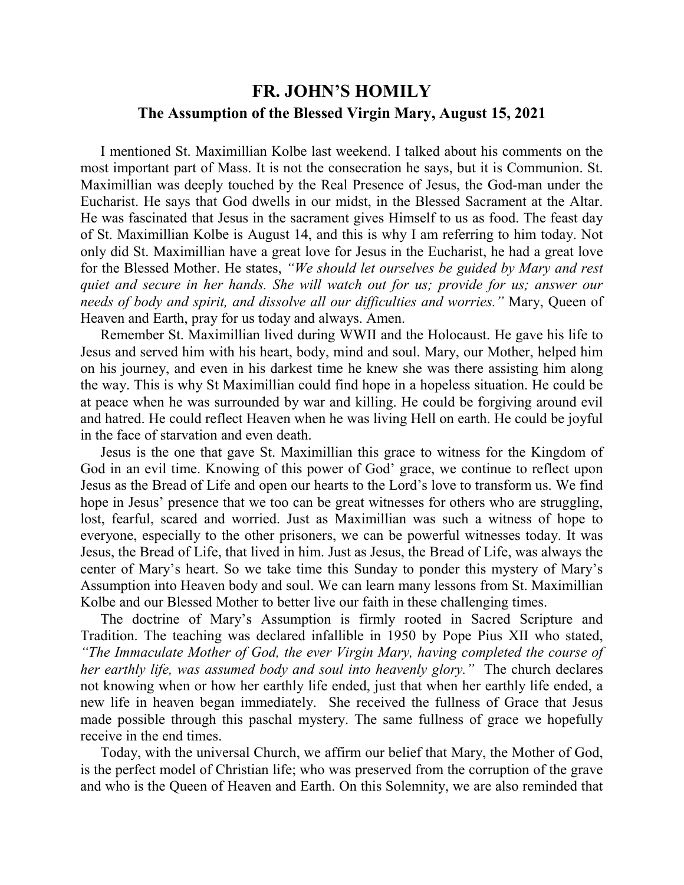# FR. JOHN'S HOMILY

## The Assumption of the Blessed Virgin Mary, August 15, 2021

I mentioned St. Maximillian Kolbe last weekend. I talked about his comments on the most important part of Mass. It is not the consecration he says, but it is Communion. St. Maximillian was deeply touched by the Real Presence of Jesus, the God-man under the Eucharist. He says that God dwells in our midst, in the Blessed Sacrament at the Altar. He was fascinated that Jesus in the sacrament gives Himself to us as food. The feast day of St. Maximillian Kolbe is August 14, and this is why I am referring to him today. Not only did St. Maximillian have a great love for Jesus in the Eucharist, he had a great love for the Blessed Mother. He states, *"We should let ourselves be guided by Mary and rest quiet and secure in her hands. She will watch out for us; provide for us; answer our needs of body and spirit, and dissolve all our difficulties and worries."* Mary, Queen of Heaven and Earth, pray for us today and always. Amen.

Remember St. Maximillian lived during WWII and the Holocaust. He gave his life to Jesus and served him with his heart, body, mind and soul. Mary, our Mother, helped him on his journey, and even in his darkest time he knew she was there assisting him along the way. This is why St Maximillian could find hope in a hopeless situation. He could be at peace when he was surrounded by war and killing. He could be forgiving around evil and hatred. He could reflect Heaven when he was living Hell on earth. He could be joyful in the face of starvation and even death.

Jesus is the one that gave St. Maximillian this grace to witness for the Kingdom of God in an evil time. Knowing of this power of God' grace, we continue to reflect upon Jesus as the Bread of Life and open our hearts to the Lord's love to transform us. We find hope in Jesus' presence that we too can be great witnesses for others who are struggling, lost, fearful, scared and worried. Just as Maximillian was such a witness of hope to everyone, especially to the other prisoners, we can be powerful witnesses today. It was Jesus, the Bread of Life, that lived in him. Just as Jesus, the Bread of Life, was always the center of Mary's heart. So we take time this Sunday to ponder this mystery of Mary's Assumption into Heaven body and soul. We can learn many lessons from St. Maximillian Kolbe and our Blessed Mother to better live our faith in these challenging times.

The doctrine of Mary's Assumption is firmly rooted in Sacred Scripture and Tradition. The teaching was declared infallible in 1950 by Pope Pius XII who stated, *"The Immaculate Mother of God, the ever Virgin Mary, having completed the course of her earthly life, was assumed body and soul into heavenly glory."* The church declares not knowing when or how her earthly life ended, just that when her earthly life ended, a new life in heaven began immediately. She received the fullness of Grace that Jesus made possible through this paschal mystery. The same fullness of grace we hopefully receive in the end times.

Today, with the universal Church, we affirm our belief that Mary, the Mother of God, is the perfect model of Christian life; who was preserved from the corruption of the grave and who is the Queen of Heaven and Earth. On this Solemnity, we are also reminded that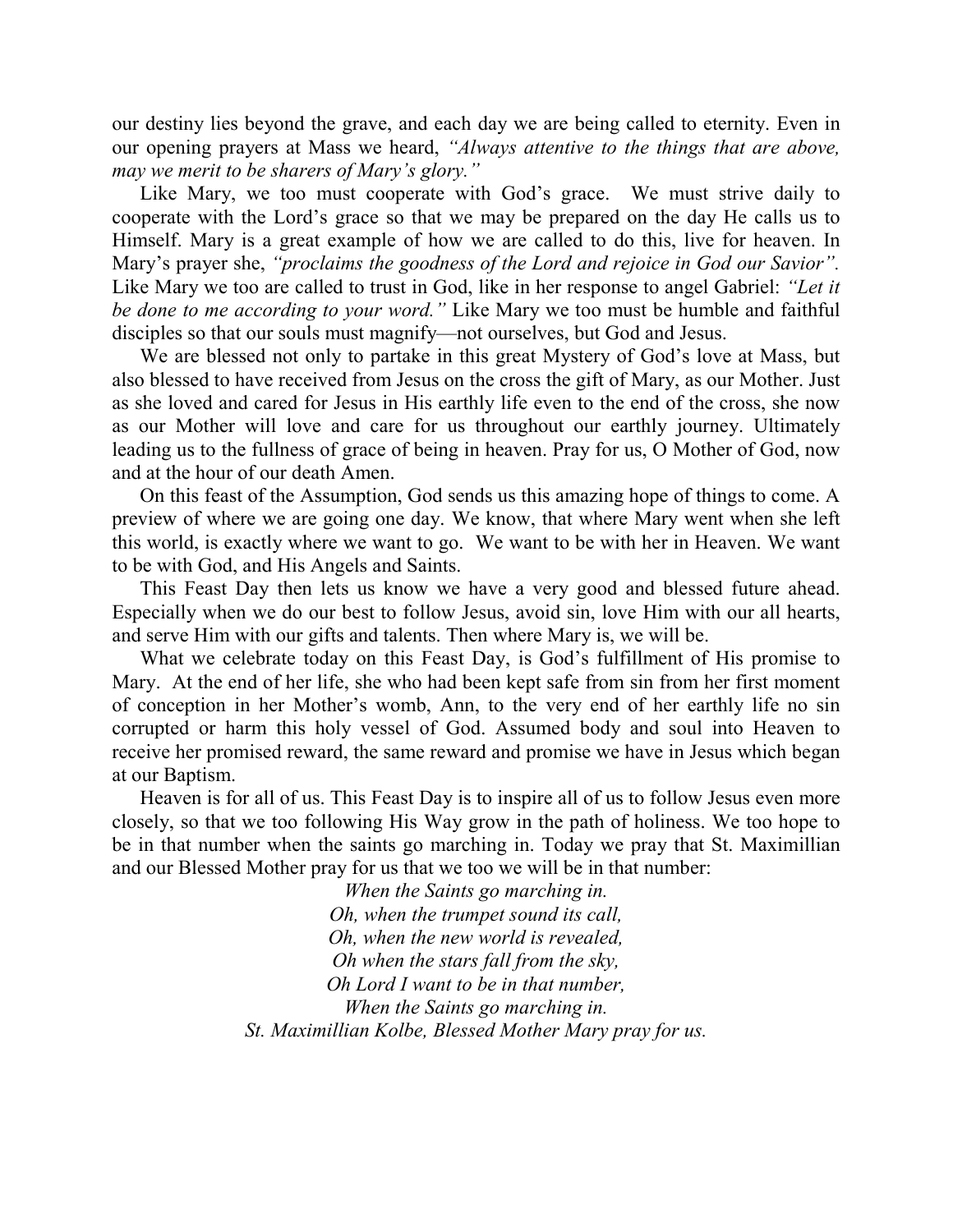our destiny lies beyond the grave, and each day we are being called to eternity. Even in our opening prayers at Mass we heard, *"Always attentive to the things that are above, may we merit to be sharers of Mary's glory."*

Like Mary, we too must cooperate with God's grace. We must strive daily to cooperate with the Lord's grace so that we may be prepared on the day He calls us to Himself. Mary is a great example of how we are called to do this, live for heaven. In Mary's prayer she, *"proclaims the goodness of the Lord and rejoice in God our Savior".* Like Mary we too are called to trust in God, like in her response to angel Gabriel: *"Let it be done to me according to your word."* Like Mary we too must be humble and faithful disciples so that our souls must magnify—not ourselves, but God and Jesus.

We are blessed not only to partake in this great Mystery of God's love at Mass, but also blessed to have received from Jesus on the cross the gift of Mary, as our Mother. Just as she loved and cared for Jesus in His earthly life even to the end of the cross, she now as our Mother will love and care for us throughout our earthly journey. Ultimately leading us to the fullness of grace of being in heaven. Pray for us, O Mother of God, now and at the hour of our death Amen.

On this feast of the Assumption, God sends us this amazing hope of things to come. A preview of where we are going one day. We know, that where Mary went when she left this world, is exactly where we want to go. We want to be with her in Heaven. We want to be with God, and His Angels and Saints.

This Feast Day then lets us know we have a very good and blessed future ahead. Especially when we do our best to follow Jesus, avoid sin, love Him with our all hearts, and serve Him with our gifts and talents. Then where Mary is, we will be.

What we celebrate today on this Feast Day, is God's fulfillment of His promise to Mary. At the end of her life, she who had been kept safe from sin from her first moment of conception in her Mother's womb, Ann, to the very end of her earthly life no sin corrupted or harm this holy vessel of God. Assumed body and soul into Heaven to receive her promised reward, the same reward and promise we have in Jesus which began at our Baptism.

Heaven is for all of us. This Feast Day is to inspire all of us to follow Jesus even more closely, so that we too following His Way grow in the path of holiness. We too hope to be in that number when the saints go marching in. Today we pray that St. Maximillian and our Blessed Mother pray for us that we too we will be in that number:

*When the Saints go marching in.*
*Oh, when the trumpet sound its call,*
*Oh, when the new world is revealed,*
*Oh when the stars fall from the sky,*
*Oh Lord I want to be in that number,*
*When the Saints go marching in.*
*St. Maximillian Kolbe, Blessed Mother Mary pray for us.*